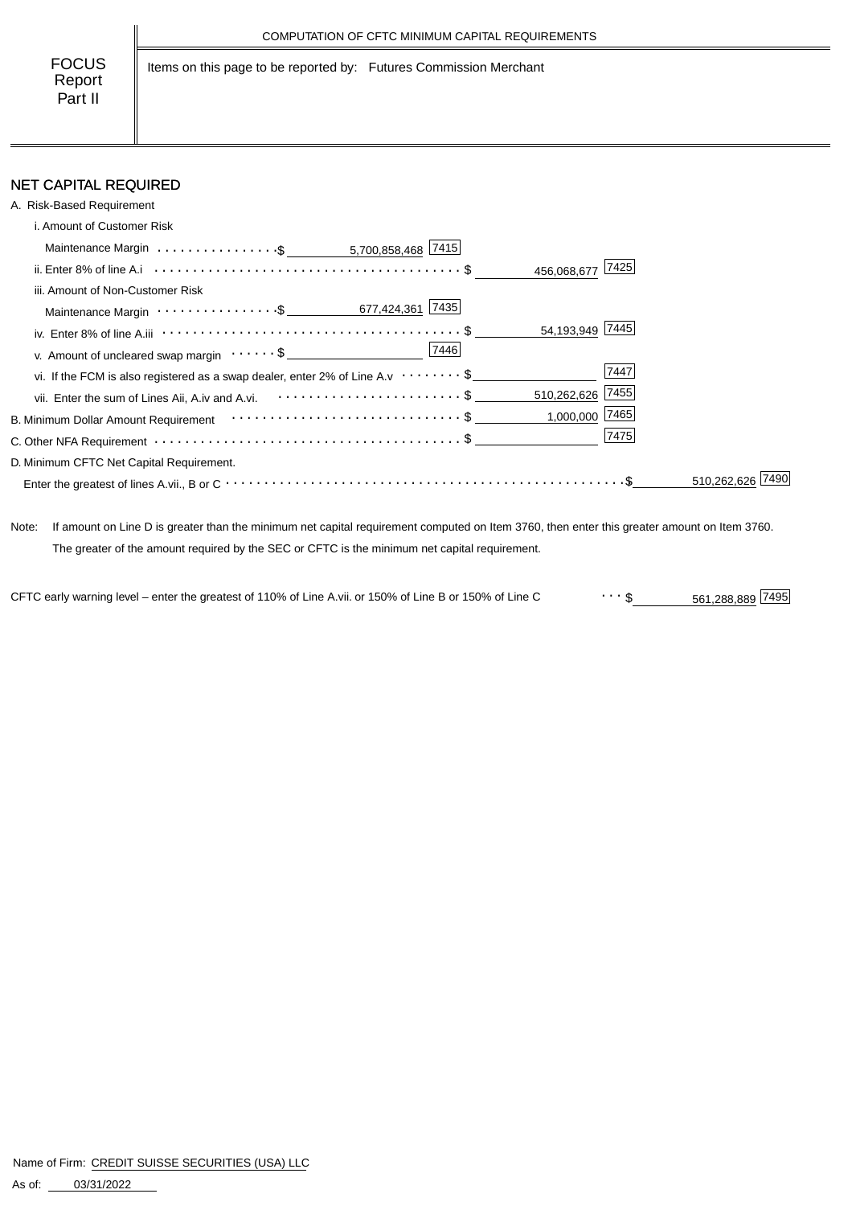COMPUTATION OF CFTC MINIMUM CAPITAL REQUIREMENTS

**FOCUS Report Part II**

Items on this page to be reported by: Futures Commission Merchant

## NET CAPITAL REQUIRED

A. Risk-Based Requirement

| Item | | Code | | Code | | Code |
|---|---|---|---|---|---|---|
| i. Amount of Customer Risk Maintenance Margin | $ 5,700,858,468 | 7415 | | | | |
| ii. Enter 8% of line A.i | | | $ 456,068,677 | 7425 | | |
| iii. Amount of Non-Customer Risk Maintenance Margin | $ 677,424,361 | 7435 | | | | |
| iv. Enter 8% of line A.iii | | | $ 54,193,949 | 7445 | | |
| v. Amount of uncleared swap margin | $ | 7446 | | | | |
| vi. If the FCM is also registered as a swap dealer, enter 2% of Line A.v | | | $ | 7447 | | |
| vii. Enter the sum of Lines Aii, A.iv and A.vi. | | | $ 510,262,626 | 7455 | | |
| B. Minimum Dollar Amount Requirement | | | $ 1,000,000 | 7465 | | |
| C. Other NFA Requirement | | | $ | 7475 | | |
| D. Minimum CFTC Net Capital Requirement. Enter the greatest of lines A.vii., B or C | | | | | $ 510,262,626 | 7490 |

Note: If amount on Line D is greater than the minimum net capital requirement computed on Item 3760, then enter this greater amount on Item 3760. The greater of the amount required by the SEC or CFTC is the minimum net capital requirement.

CFTC early warning level – enter the greatest of 110% of Line A.vii. or 150% of Line B or 150% of Line C ... $ 561,288,889 [7495]

Name of Firm: CREDIT SUISSE SECURITIES (USA) LLC

As of: 03/31/2022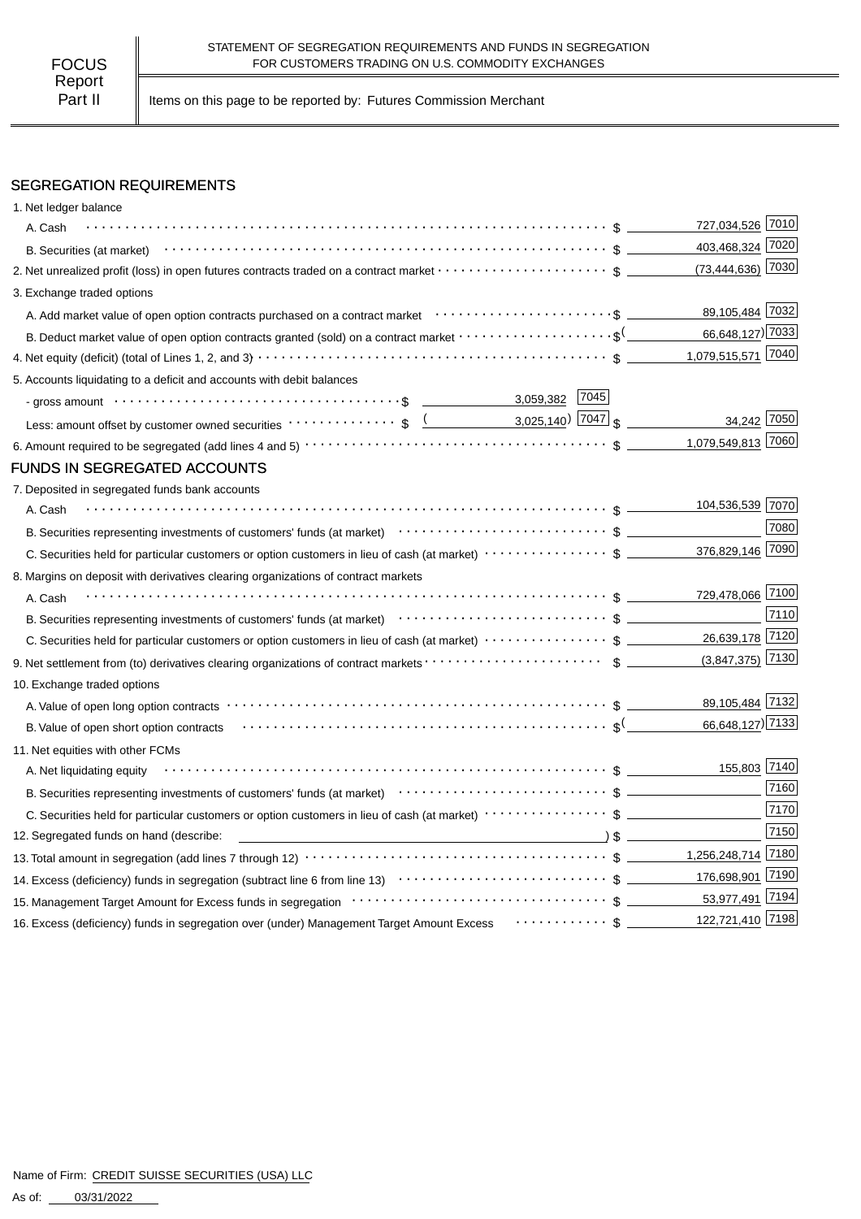FOCUS Report Part II

STATEMENT OF SEGREGATION REQUIREMENTS AND FUNDS IN SEGREGATION FOR CUSTOMERS TRADING ON U.S. COMMODITY EXCHANGES

Items on this page to be reported by: Futures Commission Merchant

## SEGREGATION REQUIREMENTS

| Item | | | Amount | Code |
|---|---|---|---|---|
| 1. Net ledger balance | | | | |
| A. Cash | | | $ 727,034,526 | 7010 |
| B. Securities (at market) | | | $ 403,468,324 | 7020 |
| 2. Net unrealized profit (loss) in open futures contracts traded on a contract market | | | $ (73,444,636) | 7030 |
| 3. Exchange traded options | | | | |
| A. Add market value of open option contracts purchased on a contract market | | | $ 89,105,484 | 7032 |
| B. Deduct market value of open option contracts granted (sold) on a contract market | | | $ (66,648,127) | 7033 |
| 4. Net equity (deficit) (total of Lines 1, 2, and 3) | | | $ 1,079,515,571 | 7040 |
| 5. Accounts liquidating to a deficit and accounts with debit balances | | | | |
| - gross amount | $ 3,059,382 | 7045 | | |
| Less: amount offset by customer owned securities | $ (3,025,140) | 7047 | $ 34,242 | 7050 |
| 6. Amount required to be segregated (add lines 4 and 5) | | | $ 1,079,549,813 | 7060 |

## FUNDS IN SEGREGATED ACCOUNTS

| Item | Amount | Code |
|---|---|---|
| 7. Deposited in segregated funds bank accounts | | |
| A. Cash | $ 104,536,539 | 7070 |
| B. Securities representing investments of customers' funds (at market) | $ | 7080 |
| C. Securities held for particular customers or option customers in lieu of cash (at market) | $ 376,829,146 | 7090 |
| 8. Margins on deposit with derivatives clearing organizations of contract markets | | |
| A. Cash | $ 729,478,066 | 7100 |
| B. Securities representing investments of customers' funds (at market) | $ | 7110 |
| C. Securities held for particular customers or option customers in lieu of cash (at market) | $ 26,639,178 | 7120 |
| 9. Net settlement from (to) derivatives clearing organizations of contract markets | $ (3,847,375) | 7130 |
| 10. Exchange traded options | | |
| A. Value of open long option contracts | $ 89,105,484 | 7132 |
| B. Value of open short option contracts | $ (66,648,127) | 7133 |
| 11. Net equities with other FCMs | | |
| A. Net liquidating equity | $ 155,803 | 7140 |
| B. Securities representing investments of customers' funds (at market) | $ | 7160 |
| C. Securities held for particular customers or option customers in lieu of cash (at market) | $ | 7170 |
| 12. Segregated funds on hand (describe: ) | $ | 7150 |
| 13. Total amount in segregation (add lines 7 through 12) | $ 1,256,248,714 | 7180 |
| 14. Excess (deficiency) funds in segregation (subtract line 6 from line 13) | $ 176,698,901 | 7190 |
| 15. Management Target Amount for Excess funds in segregation | $ 53,977,491 | 7194 |
| 16. Excess (deficiency) funds in segregation over (under) Management Target Amount Excess | $ 122,721,410 | 7198 |

Name of Firm: CREDIT SUISSE SECURITIES (USA) LLC

As of: 03/31/2022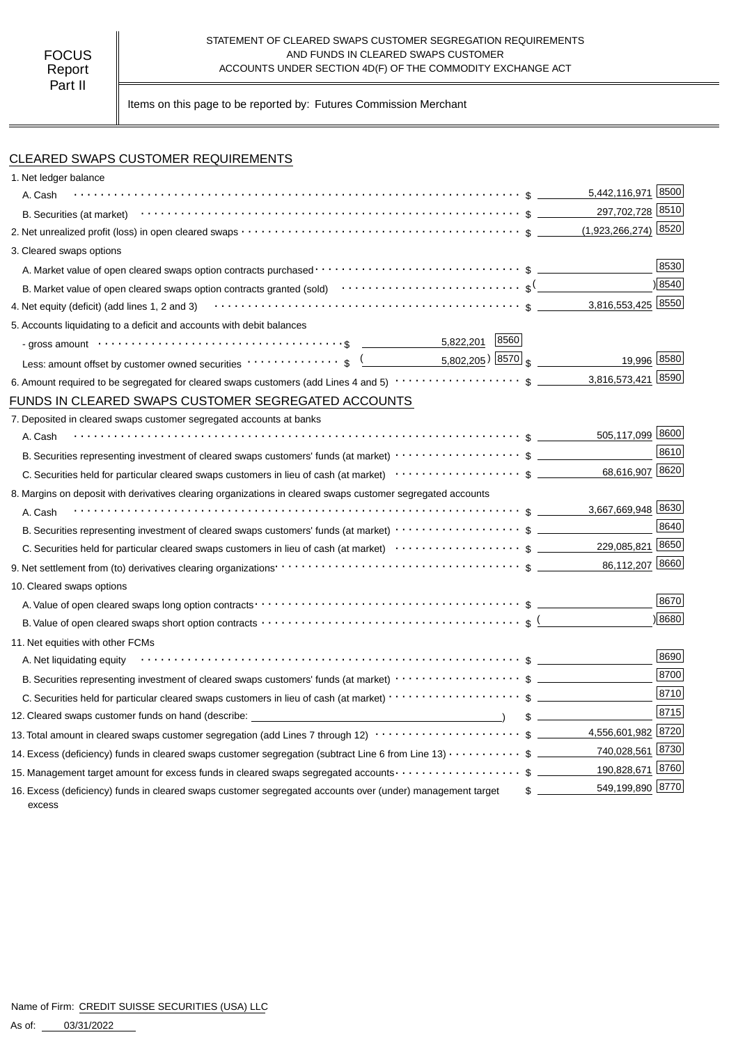FOCUS Report Part II

STATEMENT OF CLEARED SWAPS CUSTOMER SEGREGATION REQUIREMENTS AND FUNDS IN CLEARED SWAPS CUSTOMER ACCOUNTS UNDER SECTION 4D(F) OF THE COMMODITY EXCHANGE ACT

Items on this page to be reported by: Futures Commission Merchant

## CLEARED SWAPS CUSTOMER REQUIREMENTS

| Item | | | Amount | Code |
|---|---|---|---|---|
| 1. Net ledger balance | | | | |
| A. Cash | | | $ 5,442,116,971 | 8500 |
| B. Securities (at market) | | | $ 297,702,728 | 8510 |
| 2. Net unrealized profit (loss) in open cleared swaps | | | $ (1,923,266,274) | 8520 |
| 3. Cleared swaps options | | | | |
| A. Market value of open cleared swaps option contracts purchased | | | $ | 8530 |
| B. Market value of open cleared swaps option contracts granted (sold) | | | $ ( ) | 8540 |
| 4. Net equity (deficit) (add lines 1, 2 and 3) | | | $ 3,816,553,425 | 8550 |
| 5. Accounts liquidating to a deficit and accounts with debit balances | | | | |
| - gross amount | $ 5,822,201 | 8560 | | |
| Less: amount offset by customer owned securities | $ (5,802,205) | 8570 | $ 19,996 | 8580 |
| 6. Amount required to be segregated for cleared swaps customers (add Lines 4 and 5) | | | $ 3,816,573,421 | 8590 |

## FUNDS IN CLEARED SWAPS CUSTOMER SEGREGATED ACCOUNTS

| Item | Amount | Code |
|---|---|---|
| 7. Deposited in cleared swaps customer segregated accounts at banks | | |
| A. Cash | $ 505,117,099 | 8600 |
| B. Securities representing investment of cleared swaps customers' funds (at market) | $ | 8610 |
| C. Securities held for particular cleared swaps customers in lieu of cash (at market) | $ 68,616,907 | 8620 |
| 8. Margins on deposit with derivatives clearing organizations in cleared swaps customer segregated accounts | | |
| A. Cash | $ 3,667,669,948 | 8630 |
| B. Securities representing investment of cleared swaps customers' funds (at market) | $ | 8640 |
| C. Securities held for particular cleared swaps customers in lieu of cash (at market) | $ 229,085,821 | 8650 |
| 9. Net settlement from (to) derivatives clearing organizations | $ 86,112,207 | 8660 |
| 10. Cleared swaps options | | |
| A. Value of open cleared swaps long option contracts | $ | 8670 |
| B. Value of open cleared swaps short option contracts | $ ( ) | 8680 |
| 11. Net equities with other FCMs | | |
| A. Net liquidating equity | $ | 8690 |
| B. Securities representing investment of cleared swaps customers' funds (at market) | $ | 8700 |
| C. Securities held for particular cleared swaps customers in lieu of cash (at market) | $ | 8710 |
| 12. Cleared swaps customer funds on hand (describe: ) | $ | 8715 |
| 13. Total amount in cleared swaps customer segregation (add Lines 7 through 12) | $ 4,556,601,982 | 8720 |
| 14. Excess (deficiency) funds in cleared swaps customer segregation (subtract Line 6 from Line 13) | $ 740,028,561 | 8730 |
| 15. Management target amount for excess funds in cleared swaps segregated accounts | $ 190,828,671 | 8760 |
| 16. Excess (deficiency) funds in cleared swaps customer segregated accounts over (under) management target excess | $ 549,199,890 | 8770 |

Name of Firm: CREDIT SUISSE SECURITIES (USA) LLC

As of: 03/31/2022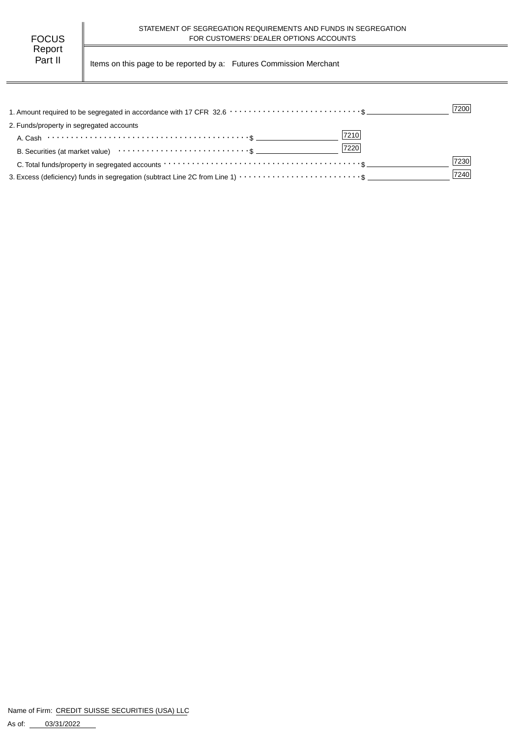FOCUS Report Part II

STATEMENT OF SEGREGATION REQUIREMENTS AND FUNDS IN SEGREGATION FOR CUSTOMERS' DEALER OPTIONS ACCOUNTS

Items on this page to be reported by a: Futures Commission Merchant

| Item | | | Code |
|---|---|---|---|
| 1. Amount required to be segregated in accordance with 17 CFR 32.6 | | $ | 7200 |
| 2. Funds/property in segregated accounts | | | |
| A. Cash | $ | 7210 | |
| B. Securities (at market value) | $ | 7220 | |
| C. Total funds/property in segregated accounts | | $ | 7230 |
| 3. Excess (deficiency) funds in segregation (subtract Line 2C from Line 1) | | $ | 7240 |

Name of Firm: CREDIT SUISSE SECURITIES (USA) LLC

As of: 03/31/2022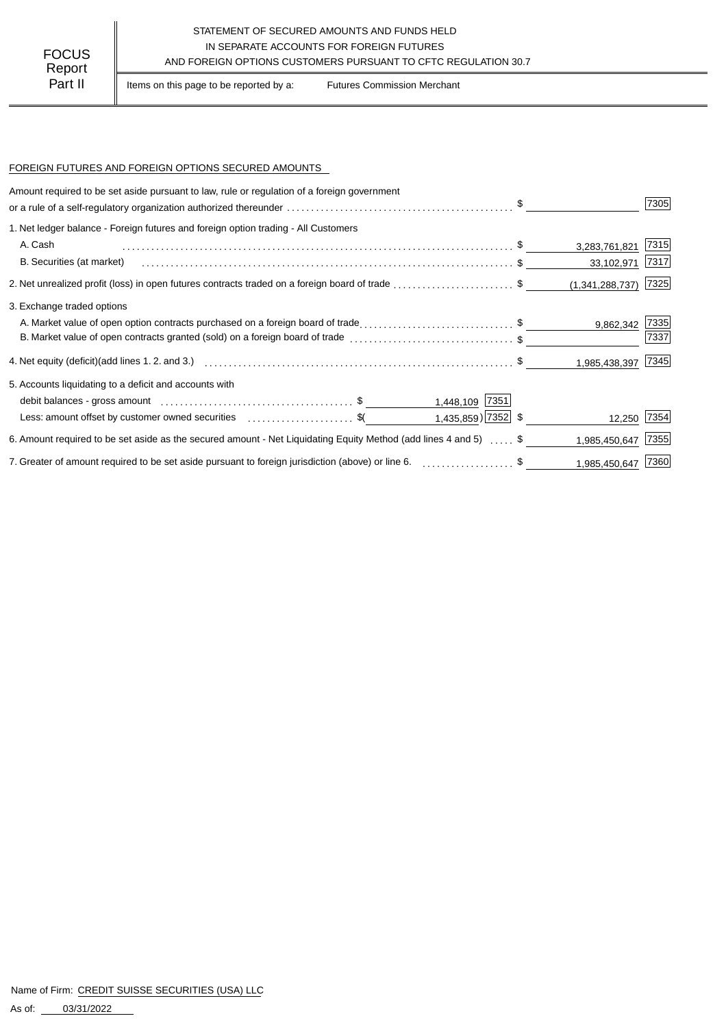FOCUS Report Part II

# STATEMENT OF SECURED AMOUNTS AND FUNDS HELD IN SEPARATE ACCOUNTS FOR FOREIGN FUTURES AND FOREIGN OPTIONS CUSTOMERS PURSUANT TO CFTC REGULATION 30.7

Items on this page to be reported by a: Futures Commission Merchant

## FOREIGN FUTURES AND FOREIGN OPTIONS SECURED AMOUNTS

| Description | | | Amount | Code |
|---|---|---|---|---|
| Amount required to be set aside pursuant to law, rule or regulation of a foreign government or a rule of a self-regulatory organization authorized thereunder | | | $ | 7305 |
| 1. Net ledger balance - Foreign futures and foreign option trading - All Customers | | | | |
| A. Cash | | | $ 3,283,761,821 | 7315 |
| B. Securities (at market) | | | $ 33,102,971 | 7317 |
| 2. Net unrealized profit (loss) in open futures contracts traded on a foreign board of trade | | | $ (1,341,288,737) | 7325 |
| 3. Exchange traded options | | | | |
| A. Market value of open option contracts purchased on a foreign board of trade | | | $ 9,862,342 | 7335 |
| B. Market value of open contracts granted (sold) on a foreign board of trade | | | $ | 7337 |
| 4. Net equity (deficit)(add lines 1. 2. and 3.) | | | $ 1,985,438,397 | 7345 |
| 5. Accounts liquidating to a deficit and accounts with | | | | |
| debit balances - gross amount | $ 1,448,109 | 7351 | | |
| Less: amount offset by customer owned securities | $( 1,435,859) | 7352 | $ 12,250 | 7354 |
| 6. Amount required to be set aside as the secured amount - Net Liquidating Equity Method (add lines 4 and 5) | | | $ 1,985,450,647 | 7355 |
| 7. Greater of amount required to be set aside pursuant to foreign jurisdiction (above) or line 6. | | | $ 1,985,450,647 | 7360 |

Name of Firm: CREDIT SUISSE SECURITIES (USA) LLC

As of: 03/31/2022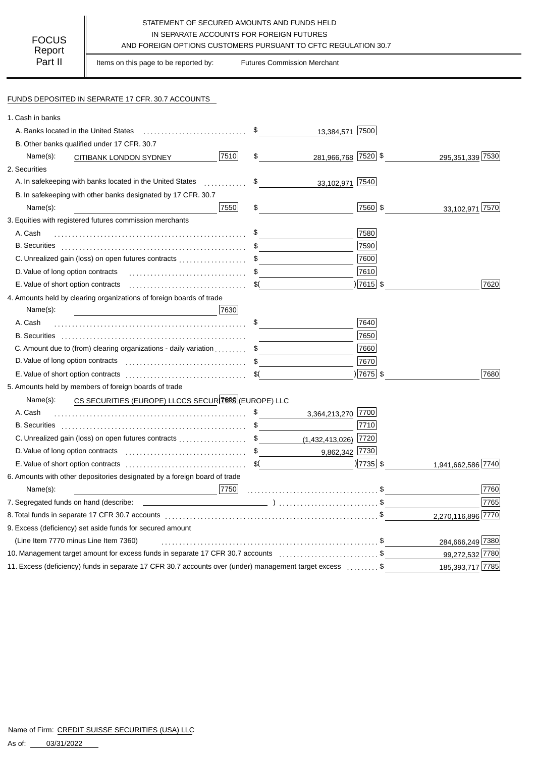FOCUS Report Part II

STATEMENT OF SECURED AMOUNTS AND FUNDS HELD IN SEPARATE ACCOUNTS FOR FOREIGN FUTURES AND FOREIGN OPTIONS CUSTOMERS PURSUANT TO CFTC REGULATION 30.7

Items on this page to be reported by: Futures Commission Merchant

FUNDS DEPOSITED IN SEPARATE 17 CFR. 30.7 ACCOUNTS

| | | | | | |
|---|---|---|---|---|---|
| 1. Cash in banks | | | | | |
| A. Banks located in the United States | | $ 13,384,571 | 7500 | | |
| B. Other banks qualified under 17 CFR. 30.7 | | | | | |
| Name(s): CITIBANK LONDON SYDNEY | 7510 | $ 281,966,768 | 7520 | $ 295,351,339 | 7530 |
| 2. Securities | | | | | |
| A. In safekeeping with banks located in the United States | | $ 33,102,971 | 7540 | | |
| B. In safekeeping with other banks designated by 17 CFR. 30.7 | | | | | |
| Name(s): | 7550 | $ | 7560 | $ 33,102,971 | 7570 |
| 3. Equities with registered futures commission merchants | | | | | |
| A. Cash | | $ | 7580 | | |
| B. Securities | | $ | 7590 | | |
| C. Unrealized gain (loss) on open futures contracts | | $ | 7600 | | |
| D. Value of long option contracts | | $ | 7610 | | |
| E. Value of short option contracts | | $( ) | 7615 | $ | 7620 |
| 4. Amounts held by clearing organizations of foreign boards of trade | | | | | |
| Name(s): | 7630 | | | | |
| A. Cash | | $ | 7640 | | |
| B. Securities | | | 7650 | | |
| C. Amount due to (from) clearing organizations - daily variation | | $ | 7660 | | |
| D. Value of long option contracts | | $ | 7670 | | |
| E. Value of short option contracts | | $( ) | 7675 | $ | 7680 |
| 5. Amounts held by members of foreign boards of trade | | | | | |
| Name(s): CS SECURITIES (EUROPE) LLCCS SECURITIES (EUROPE) LLC | 7690 | | | | |
| A. Cash | | $ 3,364,213,270 | 7700 | | |
| B. Securities | | $ | 7710 | | |
| C. Unrealized gain (loss) on open futures contracts | | $ (1,432,413,026) | 7720 | | |
| D. Value of long option contracts | | $ 9,862,342 | 7730 | | |
| E. Value of short option contracts | | $( ) | 7735 | $ 1,941,662,586 | 7740 |
| 6. Amounts with other depositories designated by a foreign board of trade | | | | | |
| Name(s): | 7750 | | | $ | 7760 |
| 7. Segregated funds on hand (describe: ) | | | | $ | 7765 |
| 8. Total funds in separate 17 CFR 30.7 accounts | | | | $ 2,270,116,896 | 7770 |
| 9. Excess (deficiency) set aside funds for secured amount | | | | | |
| (Line Item 7770 minus Line Item 7360) | | | | $ 284,666,249 | 7380 |
| 10. Management target amount for excess funds in separate 17 CFR 30.7 accounts | | | | $ 99,272,532 | 7780 |
| 11. Excess (deficiency) funds in separate 17 CFR 30.7 accounts over (under) management target excess | | | | $ 185,393,717 | 7785 |

Name of Firm: CREDIT SUISSE SECURITIES (USA) LLC

As of: 03/31/2022